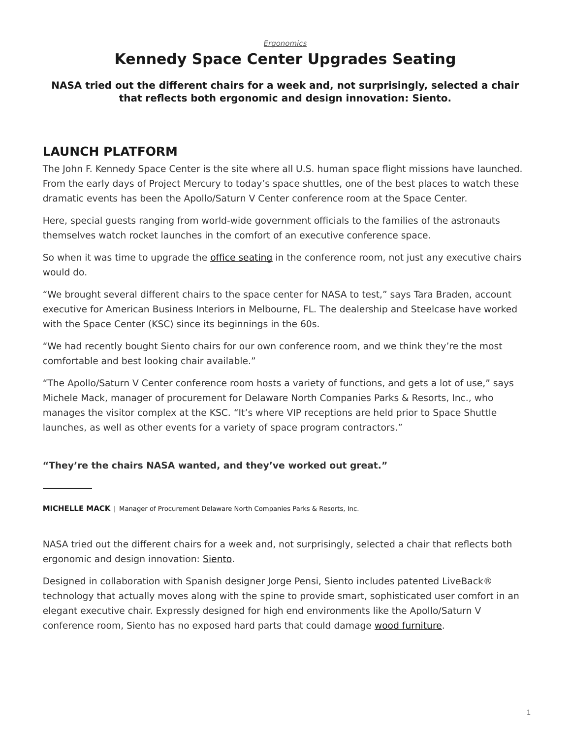*Ergonomics*

# Kennedy Space Center Upgrades Seating

**NASA tried out the different chairs for a week and, not surprisingly, selected a chair that reflects both ergonomic and design innovation: Siento.**

## LAUNCH PLATFORM

The John F. Kennedy Space Center is the site where all U.S. human space flight missions have launched. From the early days of Project Mercury to today's space shuttles, one of the best places to watch these dramatic events has been the Apollo/Saturn V Center conference room at the Space Center.

Here, special guests ranging from world-wide government officials to the families of the astronauts themselves watch rocket launches in the comfort of an executive conference space.

So when it was time to upgrade the office seating in the conference room, not just any executive chairs would do.

"We brought several different chairs to the space center for NASA to test," says Tara Braden, account executive for American Business Interiors in Melbourne, FL. The dealership and Steelcase have worked with the Space Center (KSC) since its beginnings in the 60s.

"We had recently bought Siento chairs for our own conference room, and we think they're the most comfortable and best looking chair available."

"The Apollo/Saturn V Center conference room hosts a variety of functions, and gets a lot of use," says Michele Mack, manager of procurement for Delaware North Companies Parks & Resorts, Inc., who manages the visitor complex at the KSC. "It's where VIP receptions are held prior to Space Shuttle launches, as well as other events for a variety of space program contractors."

**"They're the chairs NASA wanted, and they've worked out great."**

---

**MICHELLE MACK** | Manager of Procurement Delaware North Companies Parks & Resorts, Inc.

NASA tried out the different chairs for a week and, not surprisingly, selected a chair that reflects both ergonomic and design innovation: Siento.

Designed in collaboration with Spanish designer Jorge Pensi, Siento includes patented LiveBack® technology that actually moves along with the spine to provide smart, sophisticated user comfort in an elegant executive chair. Expressly designed for high end environments like the Apollo/Saturn V conference room, Siento has no exposed hard parts that could damage wood furniture.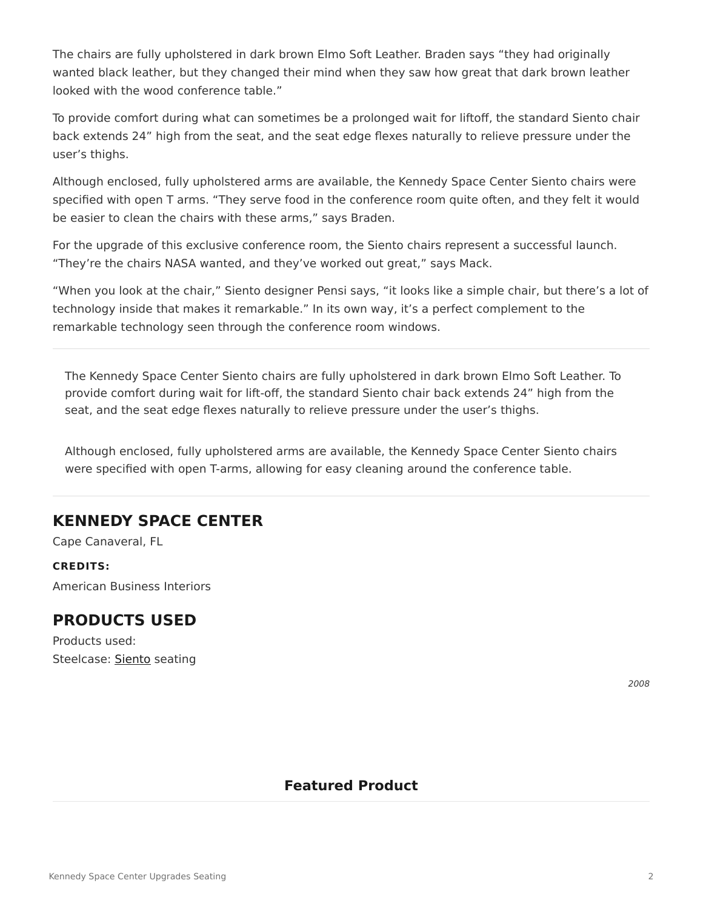The chairs are fully upholstered in dark brown Elmo Soft Leather. Braden says “they had originally wanted black leather, but they changed their mind when they saw how great that dark brown leather looked with the wood conference table.”

To provide comfort during what can sometimes be a prolonged wait for liftoff, the standard Siento chair back extends 24” high from the seat, and the seat edge flexes naturally to relieve pressure under the user’s thighs.

Although enclosed, fully upholstered arms are available, the Kennedy Space Center Siento chairs were specified with open T arms. “They serve food in the conference room quite often, and they felt it would be easier to clean the chairs with these arms,” says Braden.

For the upgrade of this exclusive conference room, the Siento chairs represent a successful launch. “They’re the chairs NASA wanted, and they’ve worked out great,” says Mack.

“When you look at the chair,” Siento designer Pensi says, “it looks like a simple chair, but there’s a lot of technology inside that makes it remarkable.” In its own way, it’s a perfect complement to the remarkable technology seen through the conference room windows.

---

The Kennedy Space Center Siento chairs are fully upholstered in dark brown Elmo Soft Leather. To provide comfort during wait for lift-off, the standard Siento chair back extends 24” high from the seat, and the seat edge flexes naturally to relieve pressure under the user’s thighs.

Although enclosed, fully upholstered arms are available, the Kennedy Space Center Siento chairs were specified with open T-arms, allowing for easy cleaning around the conference table.

---

## KENNEDY SPACE CENTER

Cape Canaveral, FL

**CREDITS:**

American Business Interiors

## PRODUCTS USED

Products used:
Steelcase: Siento seating

*2008*

### Featured Product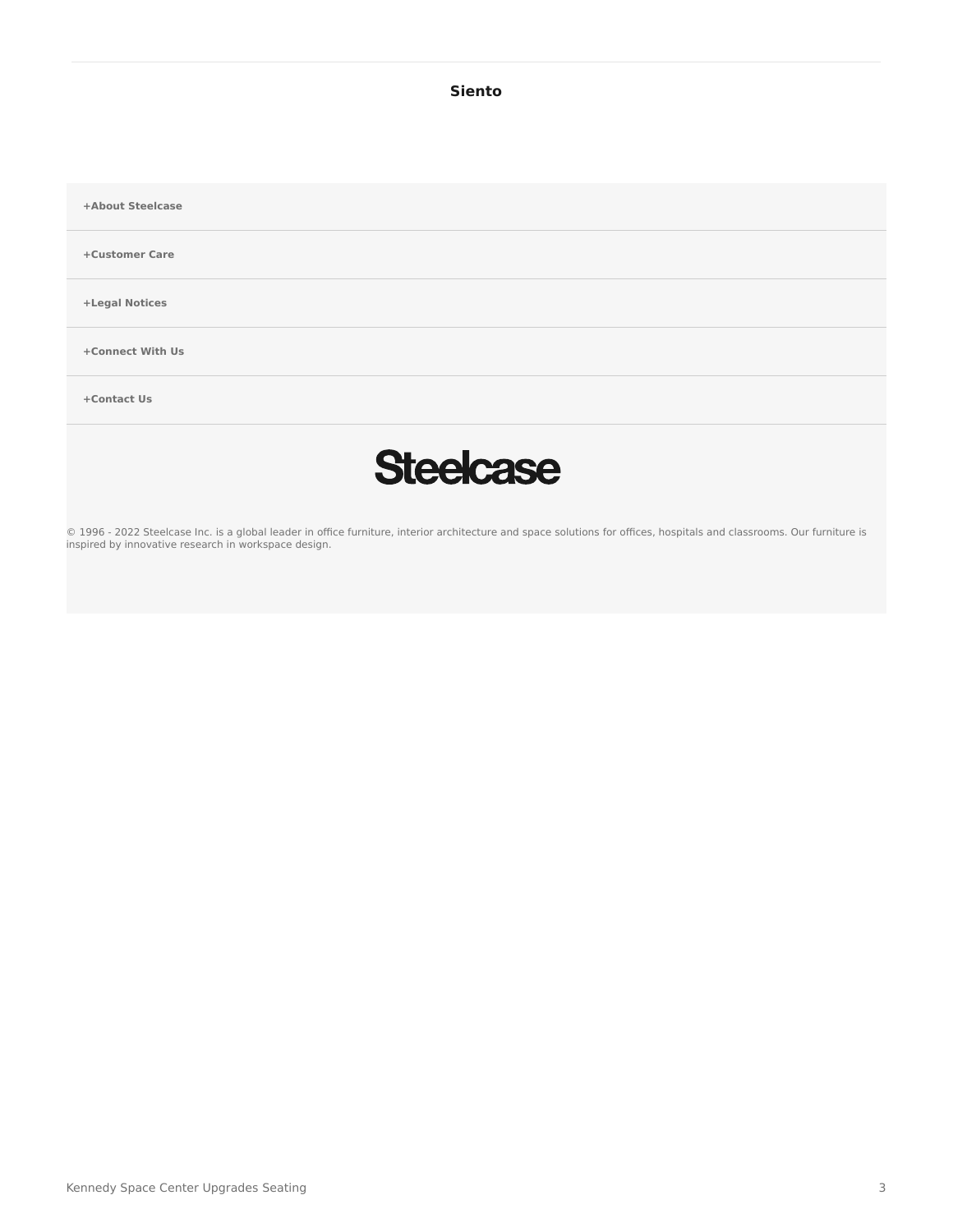**Siento**

+About Steelcase

+Customer Care

+Legal Notices

+Connect With Us

+Contact Us

Steelcase

© 1996 - 2022 Steelcase Inc. is a global leader in office furniture, interior architecture and space solutions for offices, hospitals and classrooms. Our furniture is inspired by innovative research in workspace design.